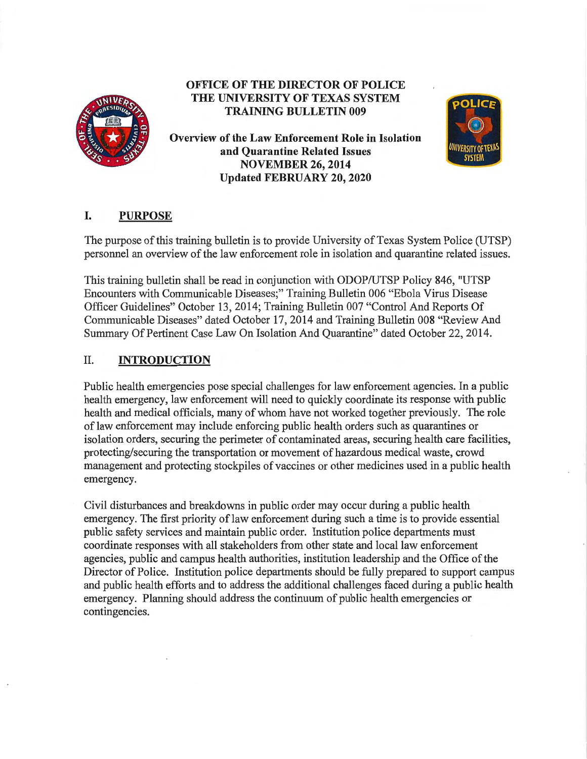# OFFICE OF THE DIRECTOR OF POLICE
# THE UNIVERSITY OF TEXAS SYSTEM
# TRAINING BULLETIN 009

**Overview of the Law Enforcement Role in Isolation and Quarantine Related Issues**
**NOVEMBER 26, 2014**
**Updated FEBRUARY 20, 2020**

## I. PURPOSE

The purpose of this training bulletin is to provide University of Texas System Police (UTSP) personnel an overview of the law enforcement role in isolation and quarantine related issues.

This training bulletin shall be read in conjunction with ODOP/UTSP Policy 846, "UTSP Encounters with Communicable Diseases;" Training Bulletin 006 "Ebola Virus Disease Officer Guidelines" October 13, 2014; Training Bulletin 007 "Control And Reports Of Communicable Diseases" dated October 17, 2014 and Training Bulletin 008 "Review And Summary Of Pertinent Case Law On Isolation And Quarantine" dated October 22, 2014.

## II. INTRODUCTION

Public health emergencies pose special challenges for law enforcement agencies. In a public health emergency, law enforcement will need to quickly coordinate its response with public health and medical officials, many of whom have not worked together previously. The role of law enforcement may include enforcing public health orders such as quarantines or isolation orders, securing the perimeter of contaminated areas, securing health care facilities, protecting/securing the transportation or movement of hazardous medical waste, crowd management and protecting stockpiles of vaccines or other medicines used in a public health emergency.

Civil disturbances and breakdowns in public order may occur during a public health emergency. The first priority of law enforcement during such a time is to provide essential public safety services and maintain public order. Institution police departments must coordinate responses with all stakeholders from other state and local law enforcement agencies, public and campus health authorities, institution leadership and the Office of the Director of Police. Institution police departments should be fully prepared to support campus and public health efforts and to address the additional challenges faced during a public health emergency. Planning should address the continuum of public health emergencies or contingencies.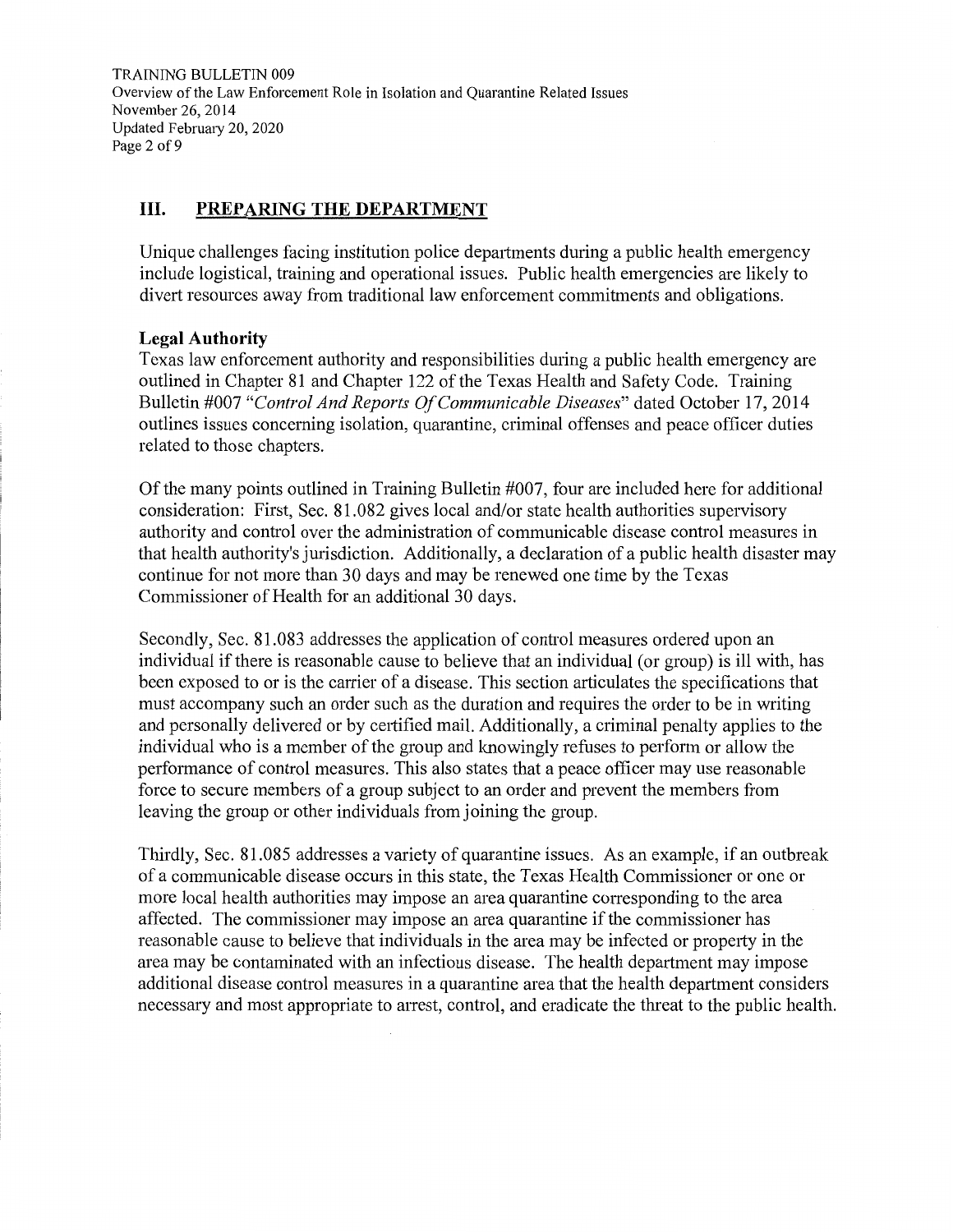## III. PREPARING THE DEPARTMENT

Unique challenges facing institution police departments during a public health emergency include logistical, training and operational issues. Public health emergencies are likely to divert resources away from traditional law enforcement commitments and obligations.

**Legal Authority**

Texas law enforcement authority and responsibilities during a public health emergency are outlined in Chapter 81 and Chapter 122 of the Texas Health and Safety Code. Training Bulletin #007 *"Control And Reports Of Communicable Diseases"* dated October 17, 2014 outlines issues concerning isolation, quarantine, criminal offenses and peace officer duties related to those chapters.

Of the many points outlined in Training Bulletin #007, four are included here for additional consideration: First, Sec. 81.082 gives local and/or state health authorities supervisory authority and control over the administration of communicable disease control measures in that health authority's jurisdiction. Additionally, a declaration of a public health disaster may continue for not more than 30 days and may be renewed one time by the Texas Commissioner of Health for an additional 30 days.

Secondly, Sec. 81.083 addresses the application of control measures ordered upon an individual if there is reasonable cause to believe that an individual (or group) is ill with, has been exposed to or is the carrier of a disease. This section articulates the specifications that must accompany such an order such as the duration and requires the order to be in writing and personally delivered or by certified mail. Additionally, a criminal penalty applies to the individual who is a member of the group and knowingly refuses to perform or allow the performance of control measures. This also states that a peace officer may use reasonable force to secure members of a group subject to an order and prevent the members from leaving the group or other individuals from joining the group.

Thirdly, Sec. 81.085 addresses a variety of quarantine issues. As an example, if an outbreak of a communicable disease occurs in this state, the Texas Health Commissioner or one or more local health authorities may impose an area quarantine corresponding to the area affected. The commissioner may impose an area quarantine if the commissioner has reasonable cause to believe that individuals in the area may be infected or property in the area may be contaminated with an infectious disease. The health department may impose additional disease control measures in a quarantine area that the health department considers necessary and most appropriate to arrest, control, and eradicate the threat to the public health.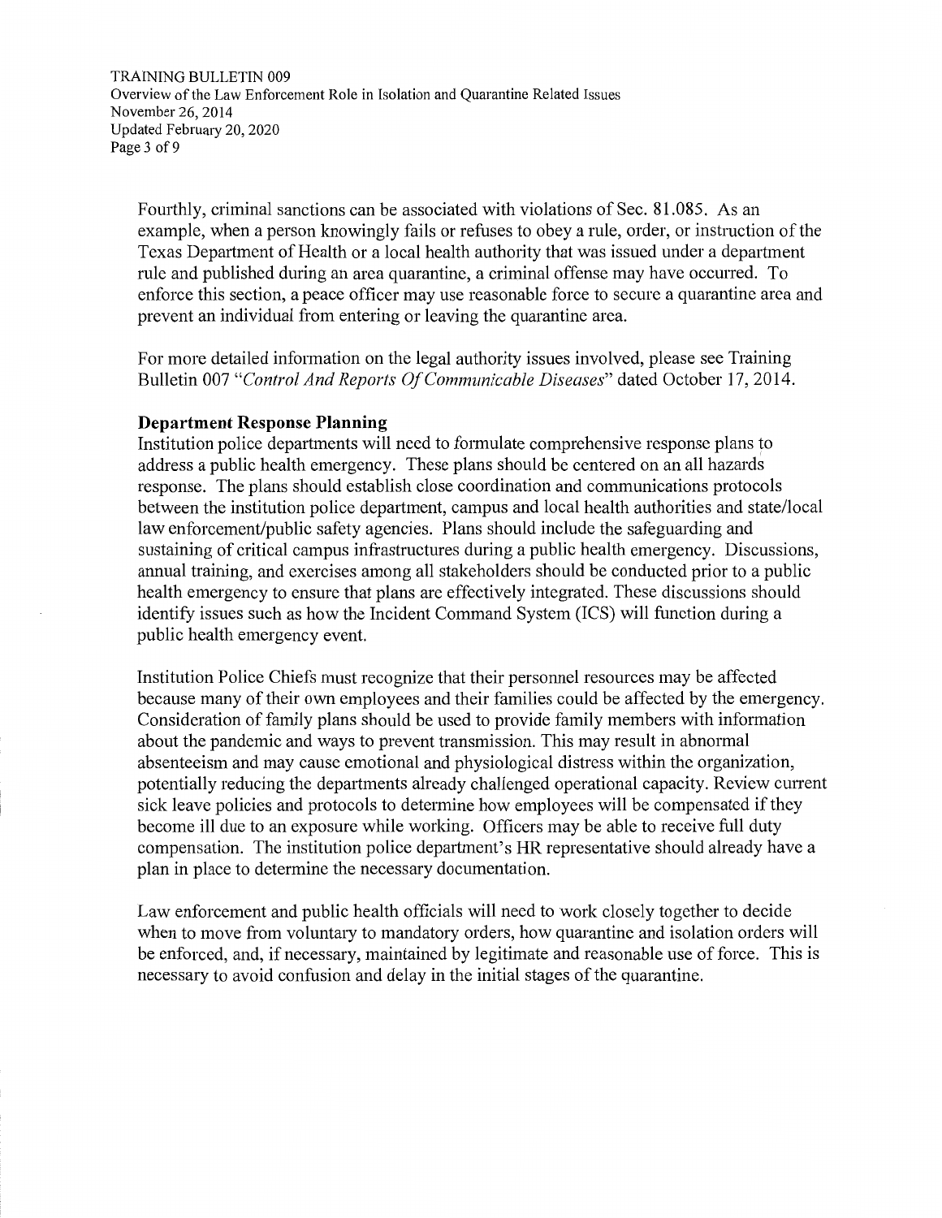Fourthly, criminal sanctions can be associated with violations of Sec. 81.085. As an example, when a person knowingly fails or refuses to obey a rule, order, or instruction of the Texas Department of Health or a local health authority that was issued under a department rule and published during an area quarantine, a criminal offense may have occurred. To enforce this section, a peace officer may use reasonable force to secure a quarantine area and prevent an individual from entering or leaving the quarantine area.

For more detailed information on the legal authority issues involved, please see Training Bulletin 007 "*Control And Reports Of Communicable Diseases*" dated October 17, 2014.

**Department Response Planning**

Institution police departments will need to formulate comprehensive response plans to address a public health emergency. These plans should be centered on an all hazards response. The plans should establish close coordination and communications protocols between the institution police department, campus and local health authorities and state/local law enforcement/public safety agencies. Plans should include the safeguarding and sustaining of critical campus infrastructures during a public health emergency. Discussions, annual training, and exercises among all stakeholders should be conducted prior to a public health emergency to ensure that plans are effectively integrated. These discussions should identify issues such as how the Incident Command System (ICS) will function during a public health emergency event.

Institution Police Chiefs must recognize that their personnel resources may be affected because many of their own employees and their families could be affected by the emergency. Consideration of family plans should be used to provide family members with information about the pandemic and ways to prevent transmission. This may result in abnormal absenteeism and may cause emotional and physiological distress within the organization, potentially reducing the departments already challenged operational capacity. Review current sick leave policies and protocols to determine how employees will be compensated if they become ill due to an exposure while working. Officers may be able to receive full duty compensation. The institution police department's HR representative should already have a plan in place to determine the necessary documentation.

Law enforcement and public health officials will need to work closely together to decide when to move from voluntary to mandatory orders, how quarantine and isolation orders will be enforced, and, if necessary, maintained by legitimate and reasonable use of force. This is necessary to avoid confusion and delay in the initial stages of the quarantine.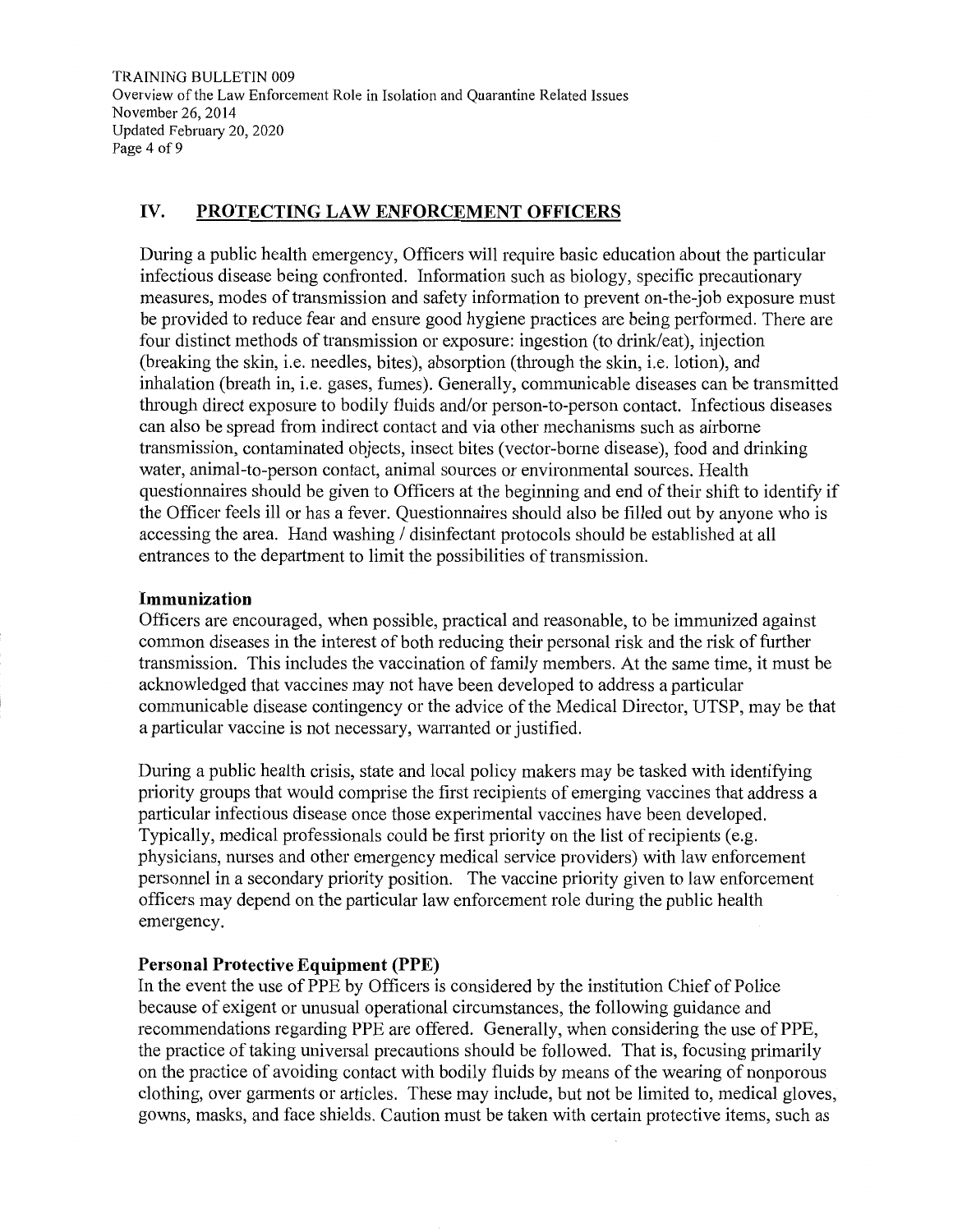## IV. PROTECTING LAW ENFORCEMENT OFFICERS

During a public health emergency, Officers will require basic education about the particular infectious disease being confronted. Information such as biology, specific precautionary measures, modes of transmission and safety information to prevent on-the-job exposure must be provided to reduce fear and ensure good hygiene practices are being performed. There are four distinct methods of transmission or exposure: ingestion (to drink/eat), injection (breaking the skin, i.e. needles, bites), absorption (through the skin, i.e. lotion), and inhalation (breath in, i.e. gases, fumes). Generally, communicable diseases can be transmitted through direct exposure to bodily fluids and/or person-to-person contact. Infectious diseases can also be spread from indirect contact and via other mechanisms such as airborne transmission, contaminated objects, insect bites (vector-borne disease), food and drinking water, animal-to-person contact, animal sources or environmental sources. Health questionnaires should be given to Officers at the beginning and end of their shift to identify if the Officer feels ill or has a fever. Questionnaires should also be filled out by anyone who is accessing the area. Hand washing / disinfectant protocols should be established at all entrances to the department to limit the possibilities of transmission.

### Immunization

Officers are encouraged, when possible, practical and reasonable, to be immunized against common diseases in the interest of both reducing their personal risk and the risk of further transmission. This includes the vaccination of family members. At the same time, it must be acknowledged that vaccines may not have been developed to address a particular communicable disease contingency or the advice of the Medical Director, UTSP, may be that a particular vaccine is not necessary, warranted or justified.

During a public health crisis, state and local policy makers may be tasked with identifying priority groups that would comprise the first recipients of emerging vaccines that address a particular infectious disease once those experimental vaccines have been developed. Typically, medical professionals could be first priority on the list of recipients (e.g. physicians, nurses and other emergency medical service providers) with law enforcement personnel in a secondary priority position. The vaccine priority given to law enforcement officers may depend on the particular law enforcement role during the public health emergency.

### Personal Protective Equipment (PPE)

In the event the use of PPE by Officers is considered by the institution Chief of Police because of exigent or unusual operational circumstances, the following guidance and recommendations regarding PPE are offered. Generally, when considering the use of PPE, the practice of taking universal precautions should be followed. That is, focusing primarily on the practice of avoiding contact with bodily fluids by means of the wearing of nonporous clothing, over garments or articles. These may include, but not be limited to, medical gloves, gowns, masks, and face shields. Caution must be taken with certain protective items, such as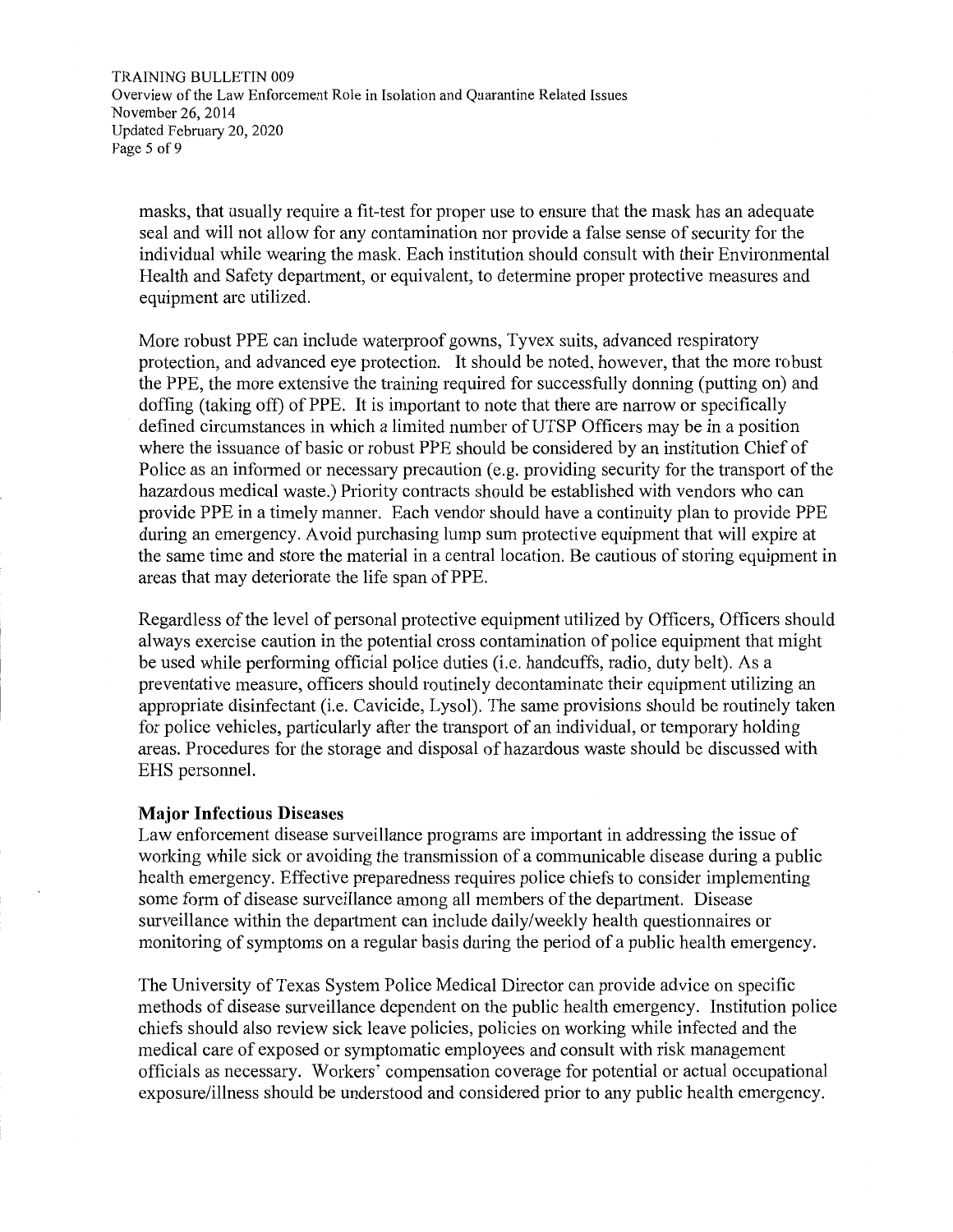masks, that usually require a fit-test for proper use to ensure that the mask has an adequate seal and will not allow for any contamination nor provide a false sense of security for the individual while wearing the mask. Each institution should consult with their Environmental Health and Safety department, or equivalent, to determine proper protective measures and equipment are utilized.

More robust PPE can include waterproof gowns, Tyvex suits, advanced respiratory protection, and advanced eye protection. It should be noted, however, that the more robust the PPE, the more extensive the training required for successfully donning (putting on) and doffing (taking off) of PPE. It is important to note that there are narrow or specifically defined circumstances in which a limited number of UTSP Officers may be in a position where the issuance of basic or robust PPE should be considered by an institution Chief of Police as an informed or necessary precaution (e.g. providing security for the transport of the hazardous medical waste.) Priority contracts should be established with vendors who can provide PPE in a timely manner. Each vendor should have a continuity plan to provide PPE during an emergency. Avoid purchasing lump sum protective equipment that will expire at the same time and store the material in a central location. Be cautious of storing equipment in areas that may deteriorate the life span of PPE.

Regardless of the level of personal protective equipment utilized by Officers, Officers should always exercise caution in the potential cross contamination of police equipment that might be used while performing official police duties (i.e. handcuffs, radio, duty belt). As a preventative measure, officers should routinely decontaminate their equipment utilizing an appropriate disinfectant (i.e. Cavicide, Lysol). The same provisions should be routinely taken for police vehicles, particularly after the transport of an individual, or temporary holding areas. Procedures for the storage and disposal of hazardous waste should be discussed with EHS personnel.

**Major Infectious Diseases**

Law enforcement disease surveillance programs are important in addressing the issue of working while sick or avoiding the transmission of a communicable disease during a public health emergency. Effective preparedness requires police chiefs to consider implementing some form of disease surveillance among all members of the department. Disease surveillance within the department can include daily/weekly health questionnaires or monitoring of symptoms on a regular basis during the period of a public health emergency.

The University of Texas System Police Medical Director can provide advice on specific methods of disease surveillance dependent on the public health emergency. Institution police chiefs should also review sick leave policies, policies on working while infected and the medical care of exposed or symptomatic employees and consult with risk management officials as necessary. Workers' compensation coverage for potential or actual occupational exposure/illness should be understood and considered prior to any public health emergency.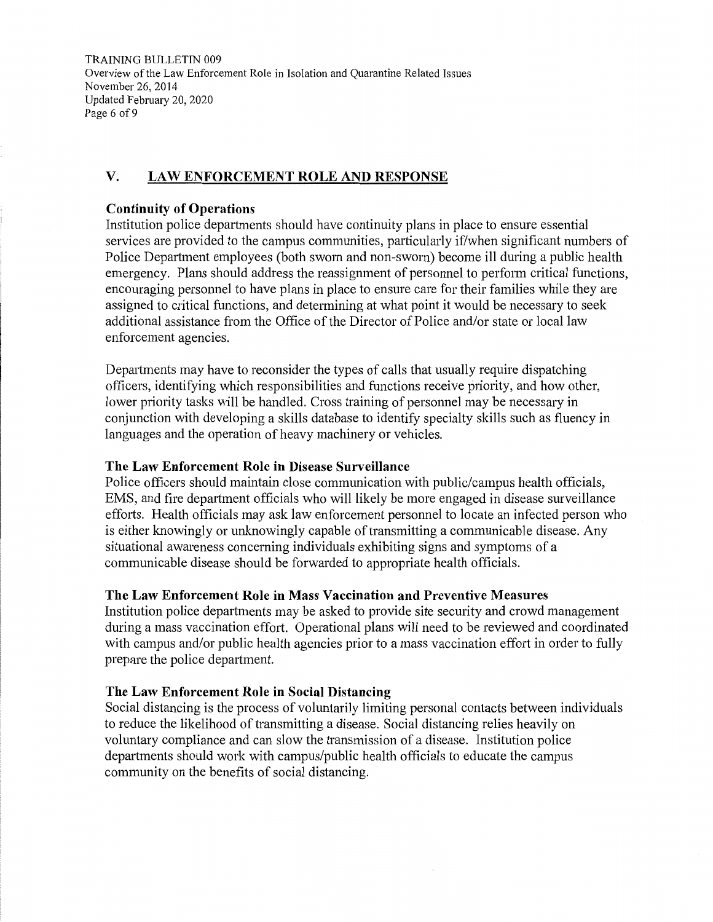## V. LAW ENFORCEMENT ROLE AND RESPONSE

### Continuity of Operations

Institution police departments should have continuity plans in place to ensure essential services are provided to the campus communities, particularly if/when significant numbers of Police Department employees (both sworn and non-sworn) become ill during a public health emergency. Plans should address the reassignment of personnel to perform critical functions, encouraging personnel to have plans in place to ensure care for their families while they are assigned to critical functions, and determining at what point it would be necessary to seek additional assistance from the Office of the Director of Police and/or state or local law enforcement agencies.

Departments may have to reconsider the types of calls that usually require dispatching officers, identifying which responsibilities and functions receive priority, and how other, lower priority tasks will be handled. Cross training of personnel may be necessary in conjunction with developing a skills database to identify specialty skills such as fluency in languages and the operation of heavy machinery or vehicles.

### The Law Enforcement Role in Disease Surveillance

Police officers should maintain close communication with public/campus health officials, EMS, and fire department officials who will likely be more engaged in disease surveillance efforts. Health officials may ask law enforcement personnel to locate an infected person who is either knowingly or unknowingly capable of transmitting a communicable disease. Any situational awareness concerning individuals exhibiting signs and symptoms of a communicable disease should be forwarded to appropriate health officials.

### The Law Enforcement Role in Mass Vaccination and Preventive Measures

Institution police departments may be asked to provide site security and crowd management during a mass vaccination effort. Operational plans will need to be reviewed and coordinated with campus and/or public health agencies prior to a mass vaccination effort in order to fully prepare the police department.

### The Law Enforcement Role in Social Distancing

Social distancing is the process of voluntarily limiting personal contacts between individuals to reduce the likelihood of transmitting a disease. Social distancing relies heavily on voluntary compliance and can slow the transmission of a disease. Institution police departments should work with campus/public health officials to educate the campus community on the benefits of social distancing.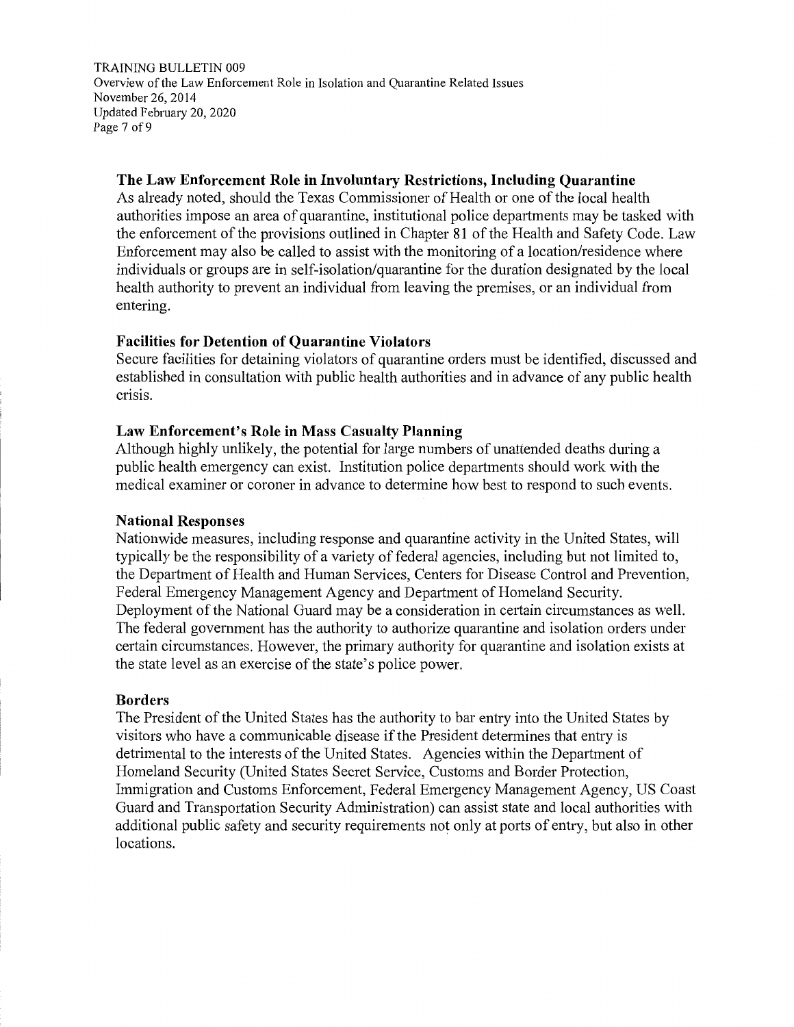### The Law Enforcement Role in Involuntary Restrictions, Including Quarantine

As already noted, should the Texas Commissioner of Health or one of the local health authorities impose an area of quarantine, institutional police departments may be tasked with the enforcement of the provisions outlined in Chapter 81 of the Health and Safety Code. Law Enforcement may also be called to assist with the monitoring of a location/residence where individuals or groups are in self-isolation/quarantine for the duration designated by the local health authority to prevent an individual from leaving the premises, or an individual from entering.

### Facilities for Detention of Quarantine Violators

Secure facilities for detaining violators of quarantine orders must be identified, discussed and established in consultation with public health authorities and in advance of any public health crisis.

### Law Enforcement's Role in Mass Casualty Planning

Although highly unlikely, the potential for large numbers of unattended deaths during a public health emergency can exist. Institution police departments should work with the medical examiner or coroner in advance to determine how best to respond to such events.

### National Responses

Nationwide measures, including response and quarantine activity in the United States, will typically be the responsibility of a variety of federal agencies, including but not limited to, the Department of Health and Human Services, Centers for Disease Control and Prevention, Federal Emergency Management Agency and Department of Homeland Security. Deployment of the National Guard may be a consideration in certain circumstances as well. The federal government has the authority to authorize quarantine and isolation orders under certain circumstances. However, the primary authority for quarantine and isolation exists at the state level as an exercise of the state's police power.

### Borders

The President of the United States has the authority to bar entry into the United States by visitors who have a communicable disease if the President determines that entry is detrimental to the interests of the United States. Agencies within the Department of Homeland Security (United States Secret Service, Customs and Border Protection, Immigration and Customs Enforcement, Federal Emergency Management Agency, US Coast Guard and Transportation Security Administration) can assist state and local authorities with additional public safety and security requirements not only at ports of entry, but also in other locations.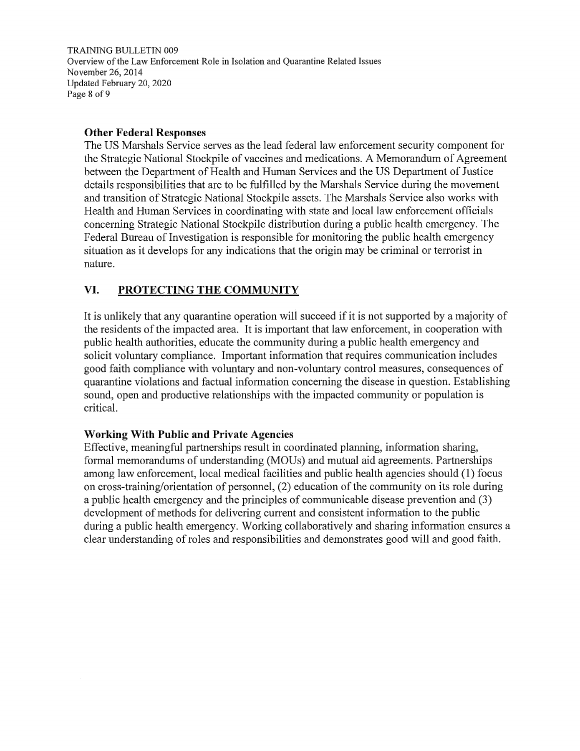### Other Federal Responses

The US Marshals Service serves as the lead federal law enforcement security component for the Strategic National Stockpile of vaccines and medications. A Memorandum of Agreement between the Department of Health and Human Services and the US Department of Justice details responsibilities that are to be fulfilled by the Marshals Service during the movement and transition of Strategic National Stockpile assets. The Marshals Service also works with Health and Human Services in coordinating with state and local law enforcement officials concerning Strategic National Stockpile distribution during a public health emergency. The Federal Bureau of Investigation is responsible for monitoring the public health emergency situation as it develops for any indications that the origin may be criminal or terrorist in nature.

## VI. PROTECTING THE COMMUNITY

It is unlikely that any quarantine operation will succeed if it is not supported by a majority of the residents of the impacted area. It is important that law enforcement, in cooperation with public health authorities, educate the community during a public health emergency and solicit voluntary compliance. Important information that requires communication includes good faith compliance with voluntary and non-voluntary control measures, consequences of quarantine violations and factual information concerning the disease in question. Establishing sound, open and productive relationships with the impacted community or population is critical.

### Working With Public and Private Agencies

Effective, meaningful partnerships result in coordinated planning, information sharing, formal memorandums of understanding (MOUs) and mutual aid agreements. Partnerships among law enforcement, local medical facilities and public health agencies should (1) focus on cross-training/orientation of personnel, (2) education of the community on its role during a public health emergency and the principles of communicable disease prevention and (3) development of methods for delivering current and consistent information to the public during a public health emergency. Working collaboratively and sharing information ensures a clear understanding of roles and responsibilities and demonstrates good will and good faith.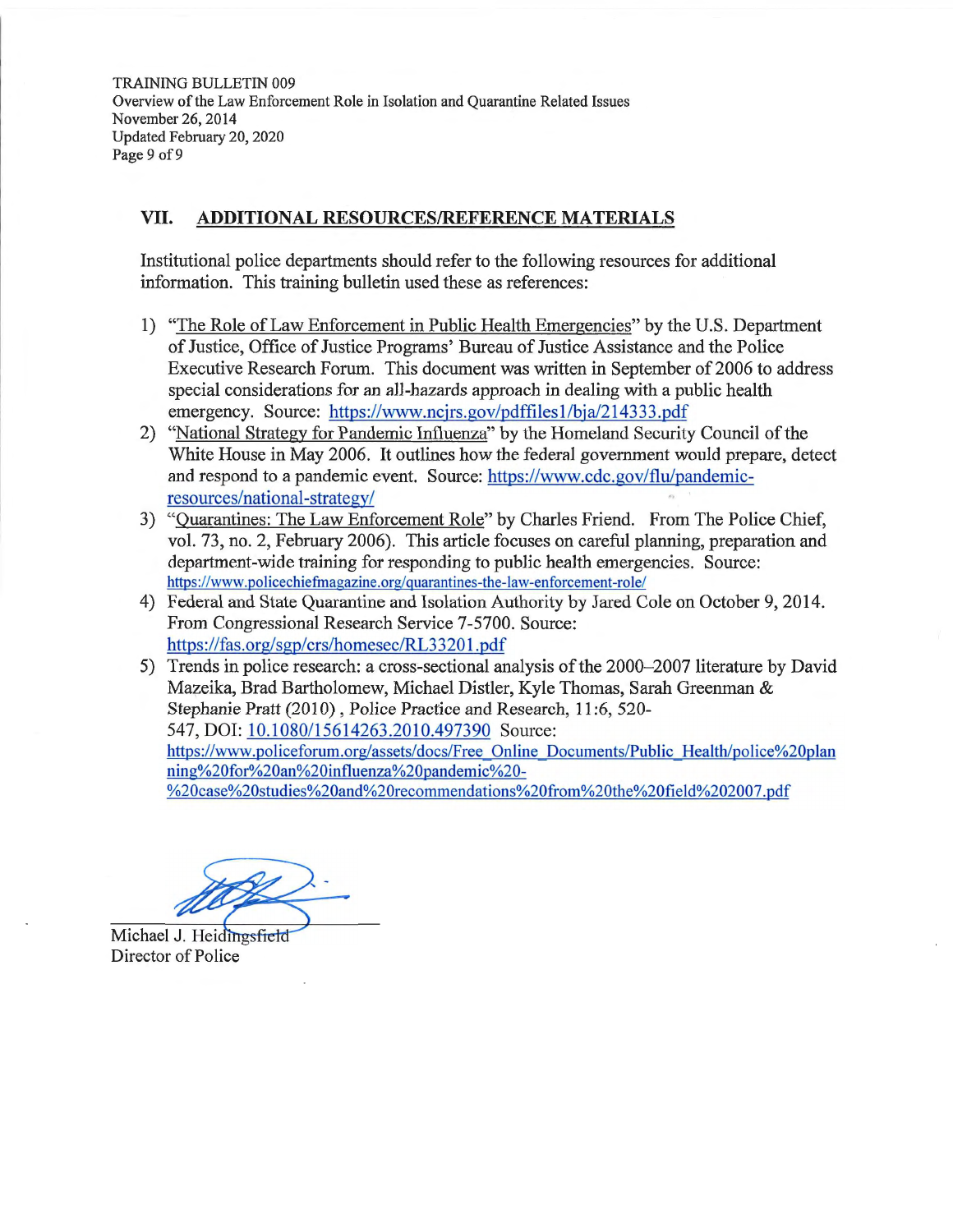## VII. ADDITIONAL RESOURCES/REFERENCE MATERIALS

Institutional police departments should refer to the following resources for additional information. This training bulletin used these as references:

1) "The Role of Law Enforcement in Public Health Emergencies" by the U.S. Department of Justice, Office of Justice Programs' Bureau of Justice Assistance and the Police Executive Research Forum. This document was written in September of 2006 to address special considerations for an all-hazards approach in dealing with a public health emergency. Source: https://www.ncjrs.gov/pdffiles1/bja/214333.pdf
2) "National Strategy for Pandemic Influenza" by the Homeland Security Council of the White House in May 2006. It outlines how the federal government would prepare, detect and respond to a pandemic event. Source: https://www.cdc.gov/flu/pandemic-resources/national-strategy/
3) "Quarantines: The Law Enforcement Role" by Charles Friend. From The Police Chief, vol. 73, no. 2, February 2006). This article focuses on careful planning, preparation and department-wide training for responding to public health emergencies. Source: https://www.policechiefmagazine.org/quarantines-the-law-enforcement-role/
4) Federal and State Quarantine and Isolation Authority by Jared Cole on October 9, 2014. From Congressional Research Service 7-5700. Source: https://fas.org/sgp/crs/homesec/RL33201.pdf
5) Trends in police research: a cross-sectional analysis of the 2000–2007 literature by David Mazeika, Brad Bartholomew, Michael Distler, Kyle Thomas, Sarah Greenman & Stephanie Pratt (2010) , Police Practice and Research, 11:6, 520-547, DOI: 10.1080/15614263.2010.497390 Source: https://www.policeforum.org/assets/docs/Free_Online_Documents/Public_Health/police%20planning%20for%20an%20influenza%20pandemic%20-%20case%20studies%20and%20recommendations%20from%20the%20field%202007.pdf

Michael J. Heidingsfield
Director of Police